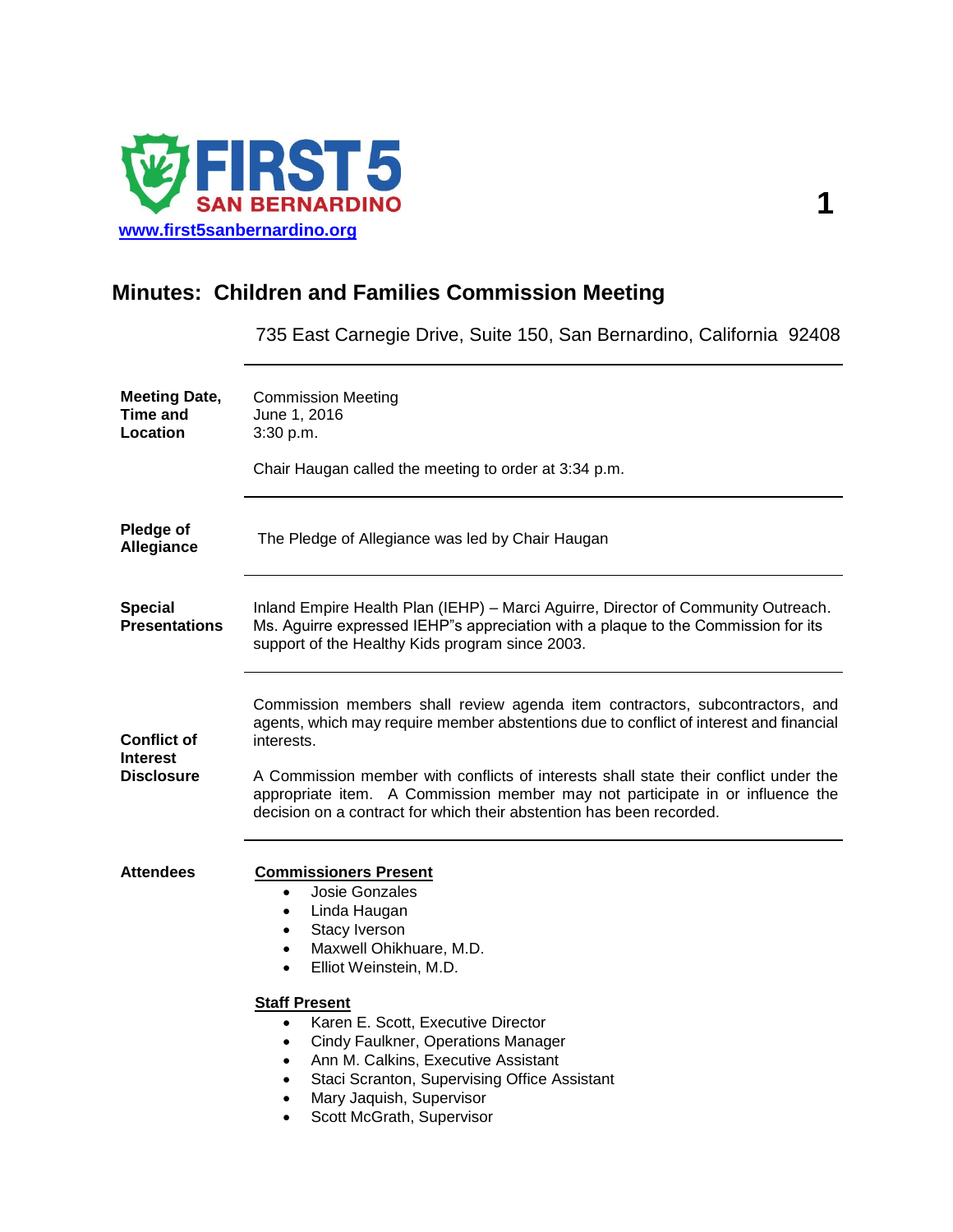FIRST 5 SAN BERNARDINO

www.first5sanbernardino.org

# Minutes: Children and Families Commission Meeting

735 East Carnegie Drive, Suite 150, San Bernardino, California 92408

**Meeting Date, Time and Location**

Commission Meeting
June 1, 2016
3:30 p.m.

Chair Haugan called the meeting to order at 3:34 p.m.

**Pledge of Allegiance**

The Pledge of Allegiance was led by Chair Haugan

**Special Presentations**

Inland Empire Health Plan (IEHP) – Marci Aguirre, Director of Community Outreach. Ms. Aguirre expressed IEHP"s appreciation with a plaque to the Commission for its support of the Healthy Kids program since 2003.

**Conflict of Interest Disclosure**

Commission members shall review agenda item contractors, subcontractors, and agents, which may require member abstentions due to conflict of interest and financial interests.

A Commission member with conflicts of interests shall state their conflict under the appropriate item. A Commission member may not participate in or influence the decision on a contract for which their abstention has been recorded.

**Attendees**

**Commissioners Present**

- Josie Gonzales
- Linda Haugan
- Stacy Iverson
- Maxwell Ohikhuare, M.D.
- Elliot Weinstein, M.D.

**Staff Present**

- Karen E. Scott, Executive Director
- Cindy Faulkner, Operations Manager
- Ann M. Calkins, Executive Assistant
- Staci Scranton, Supervising Office Assistant
- Mary Jaquish, Supervisor
- Scott McGrath, Supervisor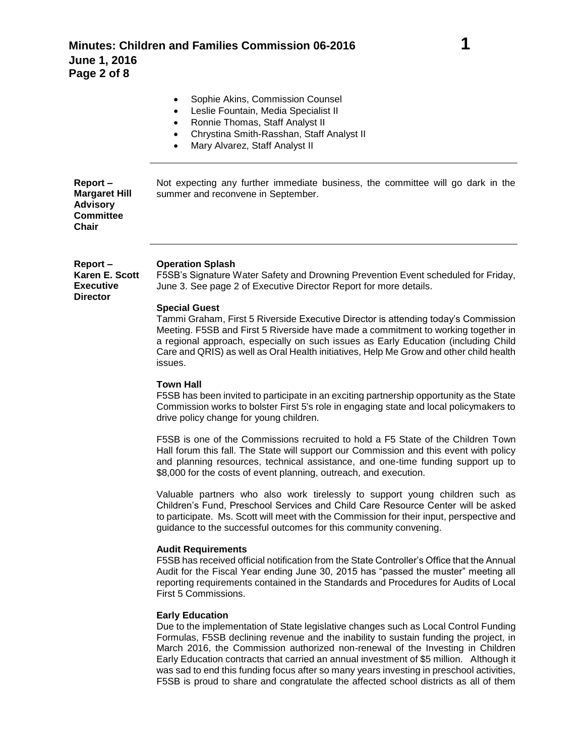- Sophie Akins, Commission Counsel
- Leslie Fountain, Media Specialist II
- Ronnie Thomas, Staff Analyst II
- Chrystina Smith-Rasshan, Staff Analyst II
- Mary Alvarez, Staff Analyst II

---

**Report – Margaret Hill Advisory Committee Chair**

Not expecting any further immediate business, the committee will go dark in the summer and reconvene in September.

---

**Report – Karen E. Scott Executive Director**

**Operation Splash**
F5SB's Signature Water Safety and Drowning Prevention Event scheduled for Friday, June 3. See page 2 of Executive Director Report for more details.

**Special Guest**
Tammi Graham, First 5 Riverside Executive Director is attending today's Commission Meeting. F5SB and First 5 Riverside have made a commitment to working together in a regional approach, especially on such issues as Early Education (including Child Care and QRIS) as well as Oral Health initiatives, Help Me Grow and other child health issues.

**Town Hall**
F5SB has been invited to participate in an exciting partnership opportunity as the State Commission works to bolster First 5's role in engaging state and local policymakers to drive policy change for young children.

F5SB is one of the Commissions recruited to hold a F5 State of the Children Town Hall forum this fall. The State will support our Commission and this event with policy and planning resources, technical assistance, and one-time funding support up to $8,000 for the costs of event planning, outreach, and execution.

Valuable partners who also work tirelessly to support young children such as Children's Fund, Preschool Services and Child Care Resource Center will be asked to participate. Ms. Scott will meet with the Commission for their input, perspective and guidance to the successful outcomes for this community convening.

**Audit Requirements**
F5SB has received official notification from the State Controller's Office that the Annual Audit for the Fiscal Year ending June 30, 2015 has "passed the muster" meeting all reporting requirements contained in the Standards and Procedures for Audits of Local First 5 Commissions.

**Early Education**
Due to the implementation of State legislative changes such as Local Control Funding Formulas, F5SB declining revenue and the inability to sustain funding the project, in March 2016, the Commission authorized non-renewal of the Investing in Children Early Education contracts that carried an annual investment of $5 million. Although it was sad to end this funding focus after so many years investing in preschool activities, F5SB is proud to share and congratulate the affected school districts as all of them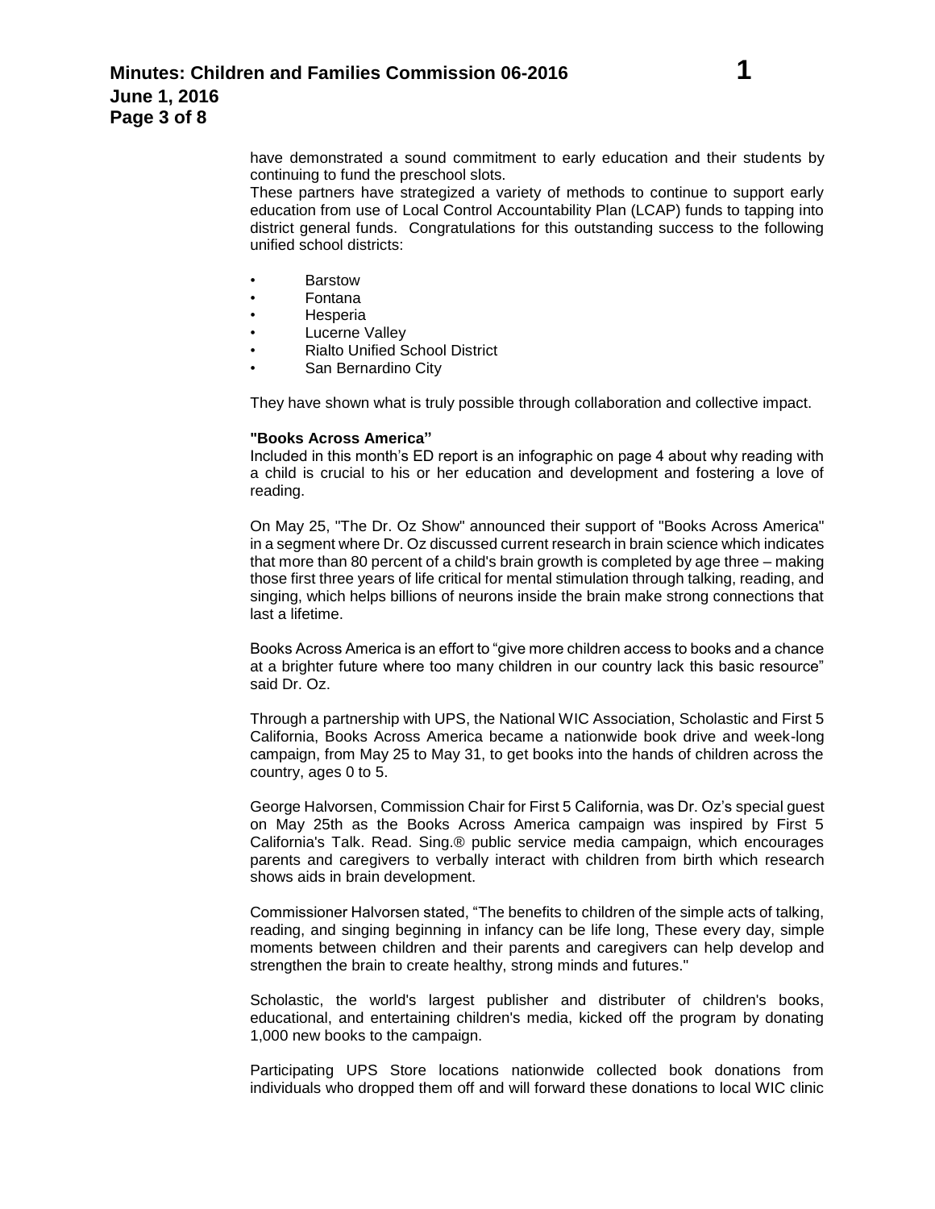have demonstrated a sound commitment to early education and their students by continuing to fund the preschool slots.

These partners have strategized a variety of methods to continue to support early education from use of Local Control Accountability Plan (LCAP) funds to tapping into district general funds. Congratulations for this outstanding success to the following unified school districts:

- Barstow
- Fontana
- Hesperia
- Lucerne Valley
- Rialto Unified School District
- San Bernardino City

They have shown what is truly possible through collaboration and collective impact.

**"Books Across America"**

Included in this month's ED report is an infographic on page 4 about why reading with a child is crucial to his or her education and development and fostering a love of reading.

On May 25, "The Dr. Oz Show" announced their support of "Books Across America" in a segment where Dr. Oz discussed current research in brain science which indicates that more than 80 percent of a child's brain growth is completed by age three – making those first three years of life critical for mental stimulation through talking, reading, and singing, which helps billions of neurons inside the brain make strong connections that last a lifetime.

Books Across America is an effort to "give more children access to books and a chance at a brighter future where too many children in our country lack this basic resource" said Dr. Oz.

Through a partnership with UPS, the National WIC Association, Scholastic and First 5 California, Books Across America became a nationwide book drive and week-long campaign, from May 25 to May 31, to get books into the hands of children across the country, ages 0 to 5.

George Halvorsen, Commission Chair for First 5 California, was Dr. Oz's special guest on May 25th as the Books Across America campaign was inspired by First 5 California's Talk. Read. Sing.® public service media campaign, which encourages parents and caregivers to verbally interact with children from birth which research shows aids in brain development.

Commissioner Halvorsen stated, "The benefits to children of the simple acts of talking, reading, and singing beginning in infancy can be life long, These every day, simple moments between children and their parents and caregivers can help develop and strengthen the brain to create healthy, strong minds and futures."

Scholastic, the world's largest publisher and distributer of children's books, educational, and entertaining children's media, kicked off the program by donating 1,000 new books to the campaign.

Participating UPS Store locations nationwide collected book donations from individuals who dropped them off and will forward these donations to local WIC clinic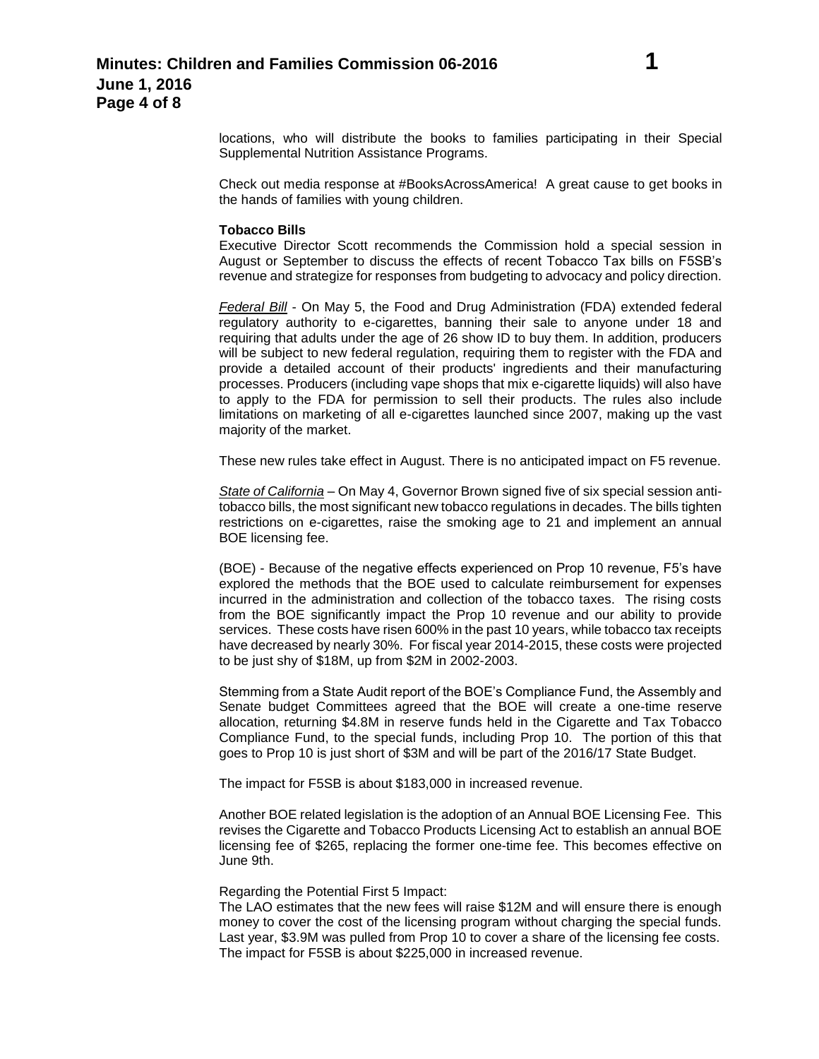locations, who will distribute the books to families participating in their Special Supplemental Nutrition Assistance Programs.

Check out media response at #BooksAcrossAmerica! A great cause to get books in the hands of families with young children.

**Tobacco Bills**

Executive Director Scott recommends the Commission hold a special session in August or September to discuss the effects of recent Tobacco Tax bills on F5SB's revenue and strategize for responses from budgeting to advocacy and policy direction.

*Federal Bill* - On May 5, the Food and Drug Administration (FDA) extended federal regulatory authority to e-cigarettes, banning their sale to anyone under 18 and requiring that adults under the age of 26 show ID to buy them. In addition, producers will be subject to new federal regulation, requiring them to register with the FDA and provide a detailed account of their products' ingredients and their manufacturing processes. Producers (including vape shops that mix e-cigarette liquids) will also have to apply to the FDA for permission to sell their products. The rules also include limitations on marketing of all e-cigarettes launched since 2007, making up the vast majority of the market.

These new rules take effect in August. There is no anticipated impact on F5 revenue.

*State of California* – On May 4, Governor Brown signed five of six special session anti-tobacco bills, the most significant new tobacco regulations in decades. The bills tighten restrictions on e-cigarettes, raise the smoking age to 21 and implement an annual BOE licensing fee.

(BOE) - Because of the negative effects experienced on Prop 10 revenue, F5's have explored the methods that the BOE used to calculate reimbursement for expenses incurred in the administration and collection of the tobacco taxes. The rising costs from the BOE significantly impact the Prop 10 revenue and our ability to provide services. These costs have risen 600% in the past 10 years, while tobacco tax receipts have decreased by nearly 30%. For fiscal year 2014-2015, these costs were projected to be just shy of \$18M, up from \$2M in 2002-2003.

Stemming from a State Audit report of the BOE's Compliance Fund, the Assembly and Senate budget Committees agreed that the BOE will create a one-time reserve allocation, returning \$4.8M in reserve funds held in the Cigarette and Tax Tobacco Compliance Fund, to the special funds, including Prop 10. The portion of this that goes to Prop 10 is just short of \$3M and will be part of the 2016/17 State Budget.

The impact for F5SB is about \$183,000 in increased revenue.

Another BOE related legislation is the adoption of an Annual BOE Licensing Fee. This revises the Cigarette and Tobacco Products Licensing Act to establish an annual BOE licensing fee of \$265, replacing the former one-time fee. This becomes effective on June 9th.

Regarding the Potential First 5 Impact:
The LAO estimates that the new fees will raise \$12M and will ensure there is enough money to cover the cost of the licensing program without charging the special funds. Last year, \$3.9M was pulled from Prop 10 to cover a share of the licensing fee costs. The impact for F5SB is about \$225,000 in increased revenue.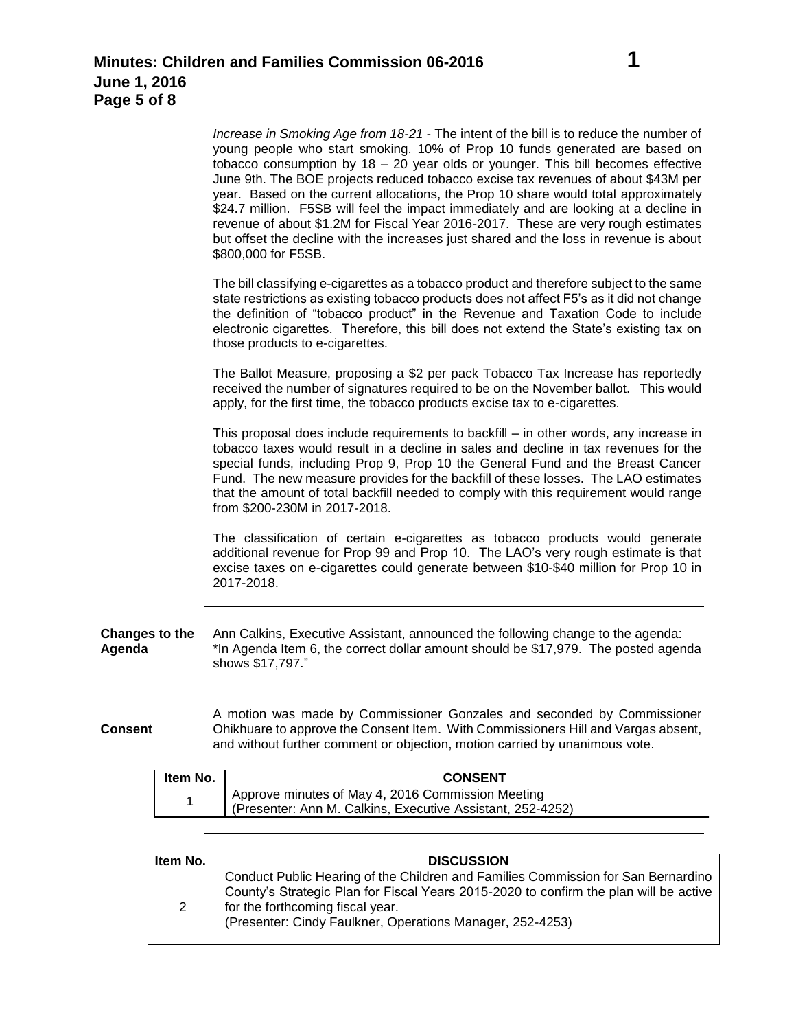*Increase in Smoking Age from 18-21* - The intent of the bill is to reduce the number of young people who start smoking. 10% of Prop 10 funds generated are based on tobacco consumption by 18 – 20 year olds or younger. This bill becomes effective June 9th. The BOE projects reduced tobacco excise tax revenues of about $43M per year. Based on the current allocations, the Prop 10 share would total approximately $24.7 million. F5SB will feel the impact immediately and are looking at a decline in revenue of about $1.2M for Fiscal Year 2016-2017. These are very rough estimates but offset the decline with the increases just shared and the loss in revenue is about $800,000 for F5SB.

The bill classifying e-cigarettes as a tobacco product and therefore subject to the same state restrictions as existing tobacco products does not affect F5's as it did not change the definition of "tobacco product" in the Revenue and Taxation Code to include electronic cigarettes. Therefore, this bill does not extend the State's existing tax on those products to e-cigarettes.

The Ballot Measure, proposing a $2 per pack Tobacco Tax Increase has reportedly received the number of signatures required to be on the November ballot. This would apply, for the first time, the tobacco products excise tax to e-cigarettes.

This proposal does include requirements to backfill – in other words, any increase in tobacco taxes would result in a decline in sales and decline in tax revenues for the special funds, including Prop 9, Prop 10 the General Fund and the Breast Cancer Fund. The new measure provides for the backfill of these losses. The LAO estimates that the amount of total backfill needed to comply with this requirement would range from $200-230M in 2017-2018.

The classification of certain e-cigarettes as tobacco products would generate additional revenue for Prop 99 and Prop 10. The LAO's very rough estimate is that excise taxes on e-cigarettes could generate between $10-$40 million for Prop 10 in 2017-2018.

---

**Changes to the Agenda**

Ann Calkins, Executive Assistant, announced the following change to the agenda: *In Agenda Item 6, the correct dollar amount should be $17,979. The posted agenda shows $17,797."

---

**Consent**

A motion was made by Commissioner Gonzales and seconded by Commissioner Ohikhuare to approve the Consent Item. With Commissioners Hill and Vargas absent, and without further comment or objection, motion carried by unanimous vote.

| Item No. | CONSENT |
|---|---|
| 1 | Approve minutes of May 4, 2016 Commission Meeting (Presenter: Ann M. Calkins, Executive Assistant, 252-4252) |

---

| Item No. | DISCUSSION |
|---|---|
| 2 | Conduct Public Hearing of the Children and Families Commission for San Bernardino County's Strategic Plan for Fiscal Years 2015-2020 to confirm the plan will be active for the forthcoming fiscal year. (Presenter: Cindy Faulkner, Operations Manager, 252-4253) |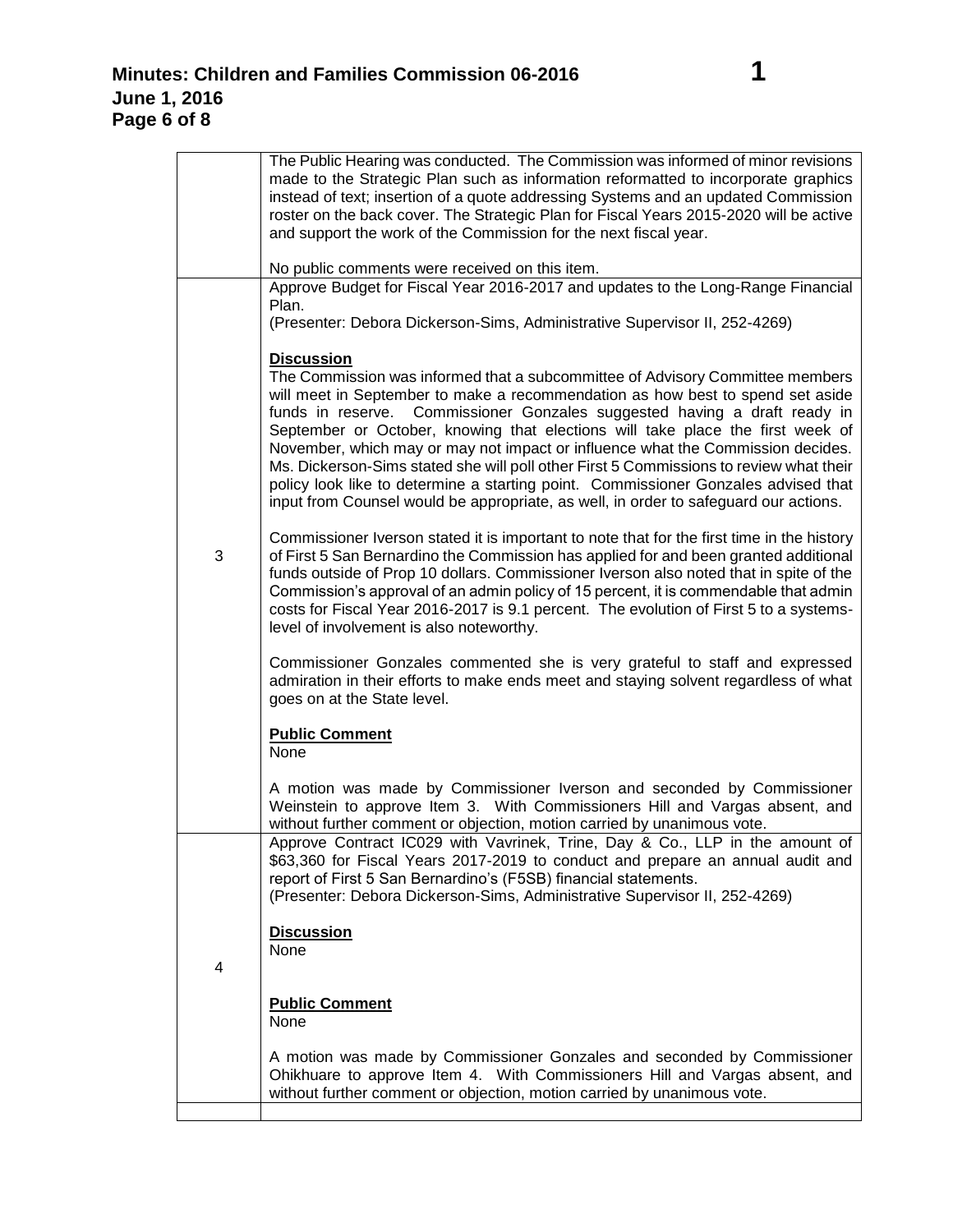| | |
|---|---|
| | The Public Hearing was conducted. The Commission was informed of minor revisions made to the Strategic Plan such as information reformatted to incorporate graphics instead of text; insertion of a quote addressing Systems and an updated Commission roster on the back cover. The Strategic Plan for Fiscal Years 2015-2020 will be active and support the work of the Commission for the next fiscal year.<br><br>No public comments were received on this item. |
| 3 | Approve Budget for Fiscal Year 2016-2017 and updates to the Long-Range Financial Plan.<br>(Presenter: Debora Dickerson-Sims, Administrative Supervisor II, 252-4269)<br><br>**Discussion**<br>The Commission was informed that a subcommittee of Advisory Committee members will meet in September to make a recommendation as how best to spend set aside funds in reserve. Commissioner Gonzales suggested having a draft ready in September or October, knowing that elections will take place the first week of November, which may or may not impact or influence what the Commission decides. Ms. Dickerson-Sims stated she will poll other First 5 Commissions to review what their policy look like to determine a starting point. Commissioner Gonzales advised that input from Counsel would be appropriate, as well, in order to safeguard our actions.<br><br>Commissioner Iverson stated it is important to note that for the first time in the history of First 5 San Bernardino the Commission has applied for and been granted additional funds outside of Prop 10 dollars. Commissioner Iverson also noted that in spite of the Commission's approval of an admin policy of 15 percent, it is commendable that admin costs for Fiscal Year 2016-2017 is 9.1 percent. The evolution of First 5 to a systems-level of involvement is also noteworthy.<br><br>Commissioner Gonzales commented she is very grateful to staff and expressed admiration in their efforts to make ends meet and staying solvent regardless of what goes on at the State level.<br><br>**Public Comment**<br>None<br><br>A motion was made by Commissioner Iverson and seconded by Commissioner Weinstein to approve Item 3. With Commissioners Hill and Vargas absent, and without further comment or objection, motion carried by unanimous vote. |
| 4 | Approve Contract IC029 with Vavrinek, Trine, Day & Co., LLP in the amount of $63,360 for Fiscal Years 2017-2019 to conduct and prepare an annual audit and report of First 5 San Bernardino's (F5SB) financial statements.<br>(Presenter: Debora Dickerson-Sims, Administrative Supervisor II, 252-4269)<br><br>**Discussion**<br>None<br><br>**Public Comment**<br>None<br><br>A motion was made by Commissioner Gonzales and seconded by Commissioner Ohikhuare to approve Item 4. With Commissioners Hill and Vargas absent, and without further comment or objection, motion carried by unanimous vote. |
| | |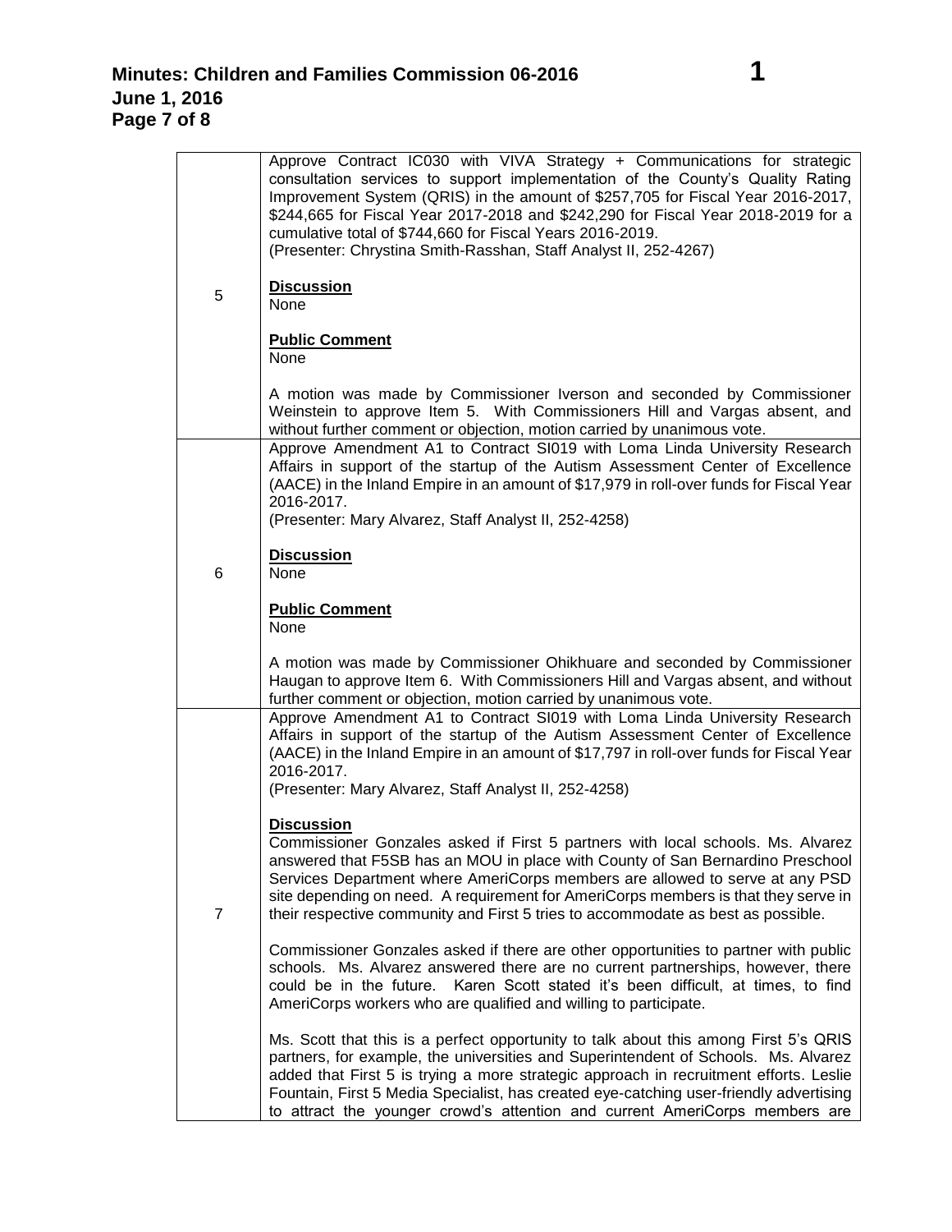| | |
|---|---|
| 5 | Approve Contract IC030 with VIVA Strategy + Communications for strategic consultation services to support implementation of the County's Quality Rating Improvement System (QRIS) in the amount of $257,705 for Fiscal Year 2016-2017, $244,665 for Fiscal Year 2017-2018 and $242,290 for Fiscal Year 2018-2019 for a cumulative total of $744,660 for Fiscal Years 2016-2019.<br>(Presenter: Chrystina Smith-Rasshan, Staff Analyst II, 252-4267)<br><br>**<u>Discussion</u>**<br>None<br><br>**<u>Public Comment</u>**<br>None<br><br>A motion was made by Commissioner Iverson and seconded by Commissioner Weinstein to approve Item 5. With Commissioners Hill and Vargas absent, and without further comment or objection, motion carried by unanimous vote. |
| 6 | Approve Amendment A1 to Contract SI019 with Loma Linda University Research Affairs in support of the startup of the Autism Assessment Center of Excellence (AACE) in the Inland Empire in an amount of $17,979 in roll-over funds for Fiscal Year 2016-2017.<br>(Presenter: Mary Alvarez, Staff Analyst II, 252-4258)<br><br>**<u>Discussion</u>**<br>None<br><br>**<u>Public Comment</u>**<br>None<br><br>A motion was made by Commissioner Ohikhuare and seconded by Commissioner Haugan to approve Item 6. With Commissioners Hill and Vargas absent, and without further comment or objection, motion carried by unanimous vote. |
| 7 | Approve Amendment A1 to Contract SI019 with Loma Linda University Research Affairs in support of the startup of the Autism Assessment Center of Excellence (AACE) in the Inland Empire in an amount of $17,797 in roll-over funds for Fiscal Year 2016-2017.<br>(Presenter: Mary Alvarez, Staff Analyst II, 252-4258)<br><br>**<u>Discussion</u>**<br>Commissioner Gonzales asked if First 5 partners with local schools. Ms. Alvarez answered that F5SB has an MOU in place with County of San Bernardino Preschool Services Department where AmeriCorps members are allowed to serve at any PSD site depending on need. A requirement for AmeriCorps members is that they serve in their respective community and First 5 tries to accommodate as best as possible.<br><br>Commissioner Gonzales asked if there are other opportunities to partner with public schools. Ms. Alvarez answered there are no current partnerships, however, there could be in the future. Karen Scott stated it's been difficult, at times, to find AmeriCorps workers who are qualified and willing to participate.<br><br>Ms. Scott that this is a perfect opportunity to talk about this among First 5's QRIS partners, for example, the universities and Superintendent of Schools. Ms. Alvarez added that First 5 is trying a more strategic approach in recruitment efforts. Leslie Fountain, First 5 Media Specialist, has created eye-catching user-friendly advertising to attract the younger crowd's attention and current AmeriCorps members are |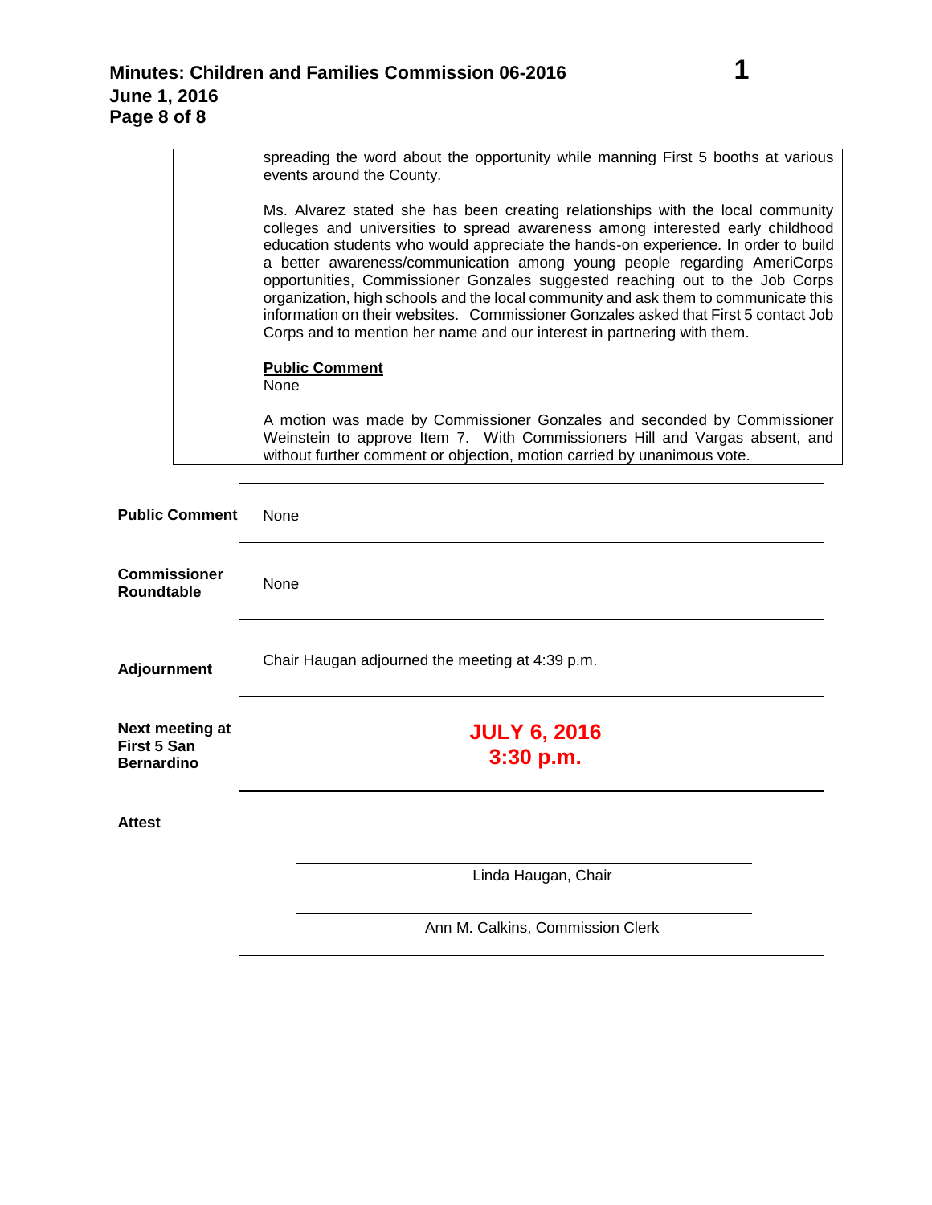spreading the word about the opportunity while manning First 5 booths at various events around the County.

Ms. Alvarez stated she has been creating relationships with the local community colleges and universities to spread awareness among interested early childhood education students who would appreciate the hands-on experience. In order to build a better awareness/communication among young people regarding AmeriCorps opportunities, Commissioner Gonzales suggested reaching out to the Job Corps organization, high schools and the local community and ask them to communicate this information on their websites. Commissioner Gonzales asked that First 5 contact Job Corps and to mention her name and our interest in partnering with them.

**Public Comment**
None

A motion was made by Commissioner Gonzales and seconded by Commissioner Weinstein to approve Item 7. With Commissioners Hill and Vargas absent, and without further comment or objection, motion carried by unanimous vote.

| | |
|---|---|
| **Public Comment** | None |
| **Commissioner Roundtable** | None |
| **Adjournment** | Chair Haugan adjourned the meeting at 4:39 p.m. |
| **Next meeting at First 5 San Bernardino** | **JULY 6, 2016 3:30 p.m.** |

**Attest**

Linda Haugan, Chair

Ann M. Calkins, Commission Clerk